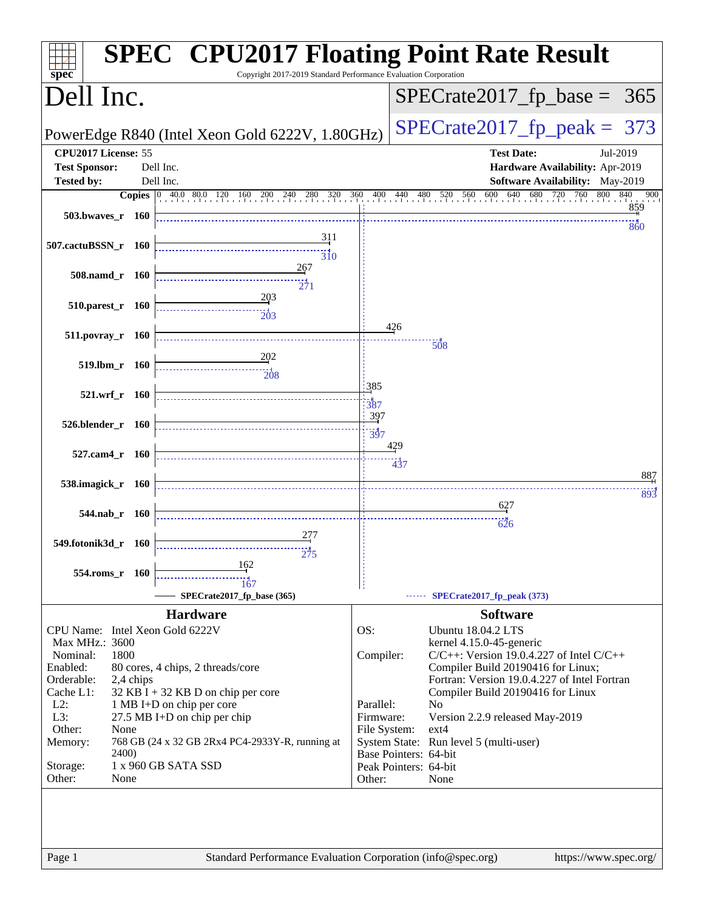# SPEC CPU2017 Floating Point Rate Result

Copyright 2017-2019 Standard Performance Evaluation Corporation

## Dell Inc.

PowerEdge R840 (Intel Xeon Gold 6222V, 1.80GHz)

SPECrate2017_fp_base = 365

SPECrate2017_fp_peak = 373

| | | | |
|---|---|---|---|
| **CPU2017 License:** | 55 | **Test Date:** | Jul-2019 |
| **Test Sponsor:** | Dell Inc. | **Hardware Availability:** | Apr-2019 |
| **Tested by:** | Dell Inc. | **Software Availability:** | May-2019 |

| Benchmark | Copies | Base | Peak |
|---|---|---|---|
| 503.bwaves_r | 160 | 859 | 860 |
| 507.cactuBSSN_r | 160 | 311 | 310 |
| 508.namd_r | 160 | 267 | 271 |
| 510.parest_r | 160 | 203 | 203 |
| 511.povray_r | 160 | 426 | 508 |
| 519.lbm_r | 160 | 202 | 208 |
| 521.wrf_r | 160 | 385 | 387 |
| 526.blender_r | 160 | 397 | 397 |
| 527.cam4_r | 160 | 429 | 437 |
| 538.imagick_r | 160 | 887 | 893 |
| 544.nab_r | 160 | 627 | 626 |
| 549.fotonik3d_r | 160 | 277 | 275 |
| 554.roms_r | 160 | 162 | 167 |

SPECrate2017_fp_base (365) — SPECrate2017_fp_peak (373)

## Hardware

| | |
|---|---|
| CPU Name: | Intel Xeon Gold 6222V |
| Max MHz.: | 3600 |
| Nominal: | 1800 |
| Enabled: | 80 cores, 4 chips, 2 threads/core |
| Orderable: | 2,4 chips |
| Cache L1: | 32 KB I + 32 KB D on chip per core |
| L2: | 1 MB I+D on chip per core |
| L3: | 27.5 MB I+D on chip per chip |
| Other: | None |
| Memory: | 768 GB (24 x 32 GB 2Rx4 PC4-2933Y-R, running at 2400) |
| Storage: | 1 x 960 GB SATA SSD |
| Other: | None |

## Software

| | |
|---|---|
| OS: | Ubuntu 18.04.2 LTS kernel 4.15.0-45-generic |
| Compiler: | C/C++: Version 19.0.4.227 of Intel C/C++ Compiler Build 20190416 for Linux; Fortran: Version 19.0.4.227 of Intel Fortran Compiler Build 20190416 for Linux |
| Parallel: | No |
| Firmware: | Version 2.2.9 released May-2019 |
| File System: | ext4 |
| System State: | Run level 5 (multi-user) |
| Base Pointers: | 64-bit |
| Peak Pointers: | 64-bit |
| Other: | None |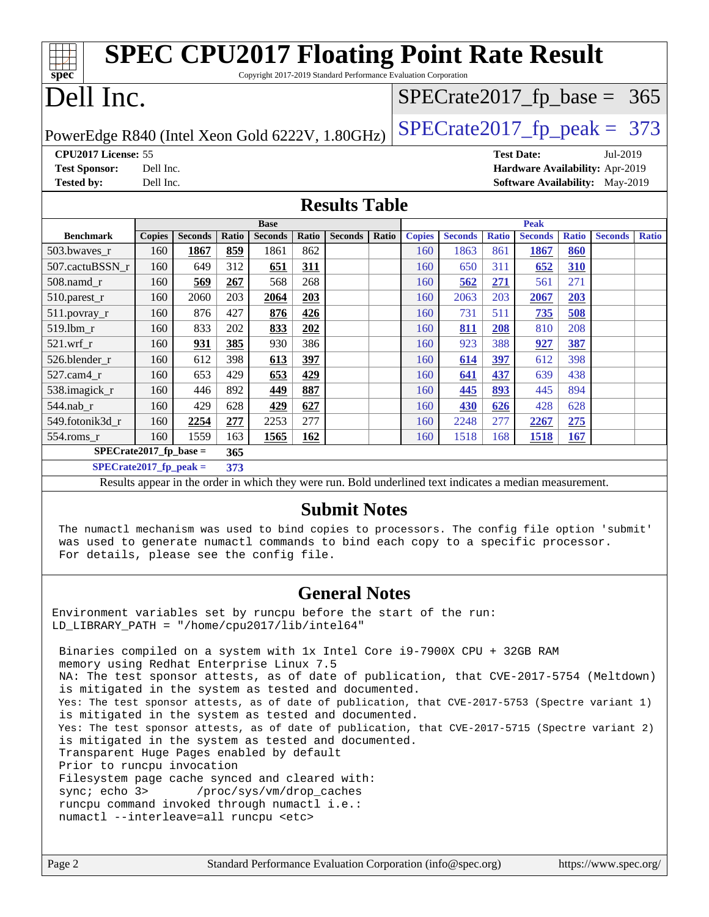# SPEC CPU2017 Floating Point Rate Result

Copyright 2017-2019 Standard Performance Evaluation Corporation

# Dell Inc.

PowerEdge R840 (Intel Xeon Gold 6222V, 1.80GHz)

SPECrate2017_fp_base = 365

SPECrate2017_fp_peak = 373

**CPU2017 License:** 55
**Test Sponsor:** Dell Inc.
**Tested by:** Dell Inc.

**Test Date:** Jul-2019
**Hardware Availability:** Apr-2019
**Software Availability:** May-2019

## Results Table

| Benchmark | Base | | | | | | | Peak | | | | | | |
|---|---|---|---|---|---|---|---|---|---|---|---|---|---|---|
| | Copies | Seconds | Ratio | Seconds | Ratio | Seconds | Ratio | Copies | Seconds | Ratio | Seconds | Ratio | Seconds | Ratio |
| 503.bwaves_r | 160 | **1867** | **859** | 1861 | 862 | | | 160 | 1863 | 861 | **1867** | **860** | | |
| 507.cactuBSSN_r | 160 | 649 | 312 | **651** | **311** | | | 160 | 650 | 311 | **652** | **310** | | |
| 508.namd_r | 160 | **569** | **267** | 568 | 268 | | | 160 | **562** | **271** | 561 | 271 | | |
| 510.parest_r | 160 | 2060 | 203 | **2064** | **203** | | | 160 | 2063 | 203 | **2067** | **203** | | |
| 511.povray_r | 160 | 876 | 427 | **876** | **426** | | | 160 | 731 | 511 | **735** | **508** | | |
| 519.lbm_r | 160 | 833 | 202 | **833** | **202** | | | 160 | **811** | **208** | 810 | 208 | | |
| 521.wrf_r | 160 | **931** | **385** | 930 | 386 | | | 160 | 923 | 388 | **927** | **387** | | |
| 526.blender_r | 160 | 612 | 398 | **613** | **397** | | | 160 | **614** | **397** | 612 | 398 | | |
| 527.cam4_r | 160 | 653 | 429 | **653** | **429** | | | 160 | **641** | **437** | 639 | 438 | | |
| 538.imagick_r | 160 | 446 | 892 | **449** | **887** | | | 160 | **445** | **893** | 445 | 894 | | |
| 544.nab_r | 160 | 429 | 628 | **429** | **627** | | | 160 | **430** | **626** | 428 | 628 | | |
| 549.fotonik3d_r | 160 | **2254** | **277** | 2253 | 277 | | | 160 | 2248 | 277 | **2267** | **275** | | |
| 554.roms_r | 160 | 1559 | 163 | **1565** | **162** | | | 160 | 1518 | 168 | **1518** | **167** | | |

**SPECrate2017_fp_base = 365**

**SPECrate2017_fp_peak = 373**

Results appear in the order in which they were run. Bold underlined text indicates a median measurement.

## Submit Notes

```
The numactl mechanism was used to bind copies to processors. The config file option 'submit'
was used to generate numactl commands to bind each copy to a specific processor.
For details, please see the config file.
```

## General Notes

```
Environment variables set by runcpu before the start of the run:
LD_LIBRARY_PATH = "/home/cpu2017/lib/intel64"

 Binaries compiled on a system with 1x Intel Core i9-7900X CPU + 32GB RAM
 memory using Redhat Enterprise Linux 7.5
 NA: The test sponsor attests, as of date of publication, that CVE-2017-5754 (Meltdown)
 is mitigated in the system as tested and documented.
 Yes: The test sponsor attests, as of date of publication, that CVE-2017-5753 (Spectre variant 1)
 is mitigated in the system as tested and documented.
 Yes: The test sponsor attests, as of date of publication, that CVE-2017-5715 (Spectre variant 2)
 is mitigated in the system as tested and documented.
 Transparent Huge Pages enabled by default
 Prior to runcpu invocation
 Filesystem page cache synced and cleared with:
 sync; echo 3>       /proc/sys/vm/drop_caches
 runcpu command invoked through numactl i.e.:
 numactl --interleave=all runcpu <etc>
```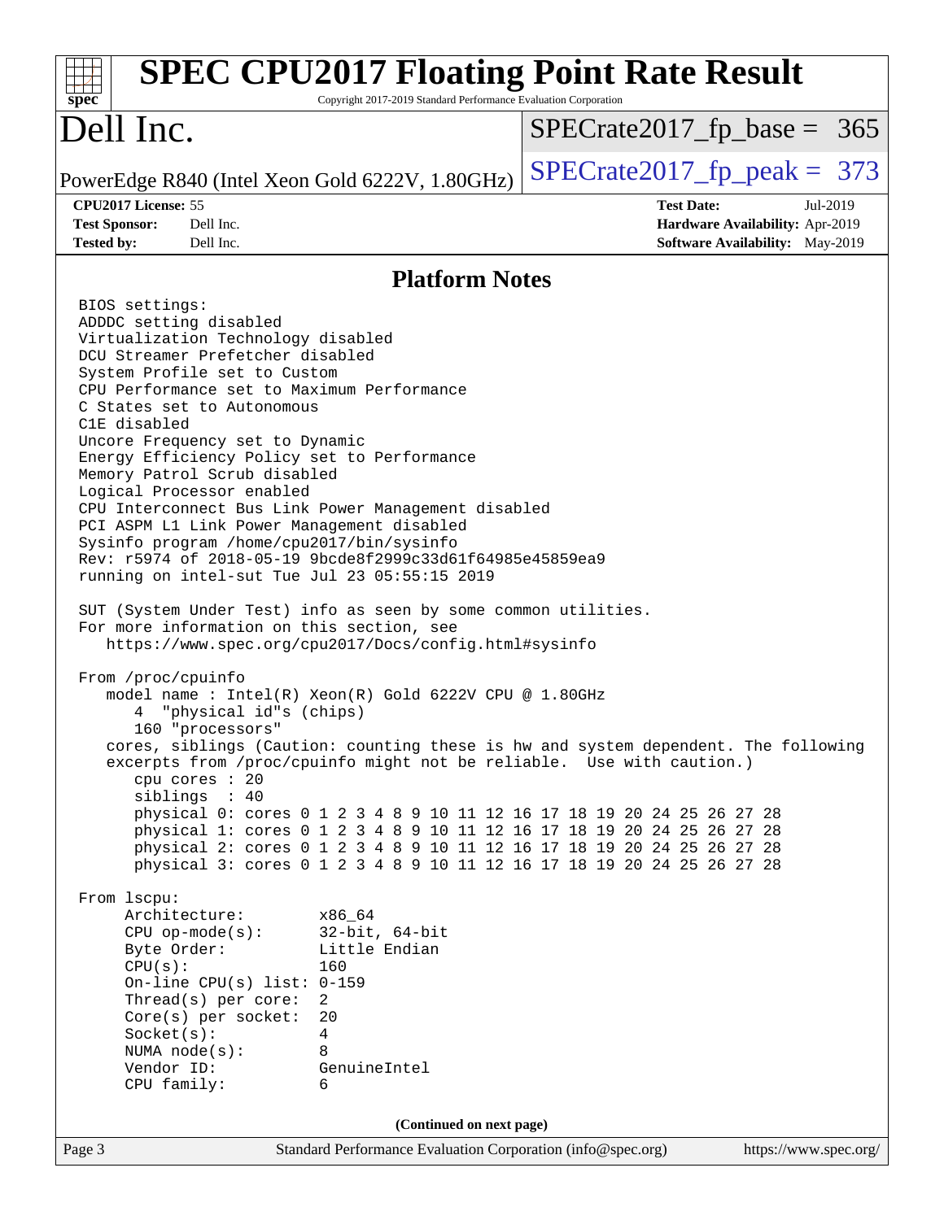# SPEC CPU2017 Floating Point Rate Result

Copyright 2017-2019 Standard Performance Evaluation Corporation

## Dell Inc.

PowerEdge R840 (Intel Xeon Gold 6222V, 1.80GHz)

SPECrate2017_fp_base = 365

SPECrate2017_fp_peak = 373

**CPU2017 License:** 55
**Test Sponsor:** Dell Inc.
**Tested by:** Dell Inc.

**Test Date:** Jul-2019
**Hardware Availability:** Apr-2019
**Software Availability:** May-2019

## Platform Notes

```
BIOS settings:
ADDDC setting disabled
Virtualization Technology disabled
DCU Streamer Prefetcher disabled
System Profile set to Custom
CPU Performance set to Maximum Performance
C States set to Autonomous
C1E disabled
Uncore Frequency set to Dynamic
Energy Efficiency Policy set to Performance
Memory Patrol Scrub disabled
Logical Processor enabled
CPU Interconnect Bus Link Power Management disabled
PCI ASPM L1 Link Power Management disabled
Sysinfo program /home/cpu2017/bin/sysinfo
Rev: r5974 of 2018-05-19 9bcde8f2999c33d61f64985e45859ea9
running on intel-sut Tue Jul 23 05:55:15 2019

SUT (System Under Test) info as seen by some common utilities.
For more information on this section, see
   https://www.spec.org/cpu2017/Docs/config.html#sysinfo

From /proc/cpuinfo
   model name : Intel(R) Xeon(R) Gold 6222V CPU @ 1.80GHz
      4  "physical id"s (chips)
      160 "processors"
   cores, siblings (Caution: counting these is hw and system dependent. The following
   excerpts from /proc/cpuinfo might not be reliable.  Use with caution.)
      cpu cores : 20
      siblings  : 40
      physical 0: cores 0 1 2 3 4 8 9 10 11 12 16 17 18 19 20 24 25 26 27 28
      physical 1: cores 0 1 2 3 4 8 9 10 11 12 16 17 18 19 20 24 25 26 27 28
      physical 2: cores 0 1 2 3 4 8 9 10 11 12 16 17 18 19 20 24 25 26 27 28
      physical 3: cores 0 1 2 3 4 8 9 10 11 12 16 17 18 19 20 24 25 26 27 28

From lscpu:
     Architecture:        x86_64
     CPU op-mode(s):      32-bit, 64-bit
     Byte Order:          Little Endian
     CPU(s):              160
     On-line CPU(s) list: 0-159
     Thread(s) per core:  2
     Core(s) per socket:  20
     Socket(s):           4
     NUMA node(s):        8
     Vendor ID:           GenuineIntel
     CPU family:          6
```

**(Continued on next page)**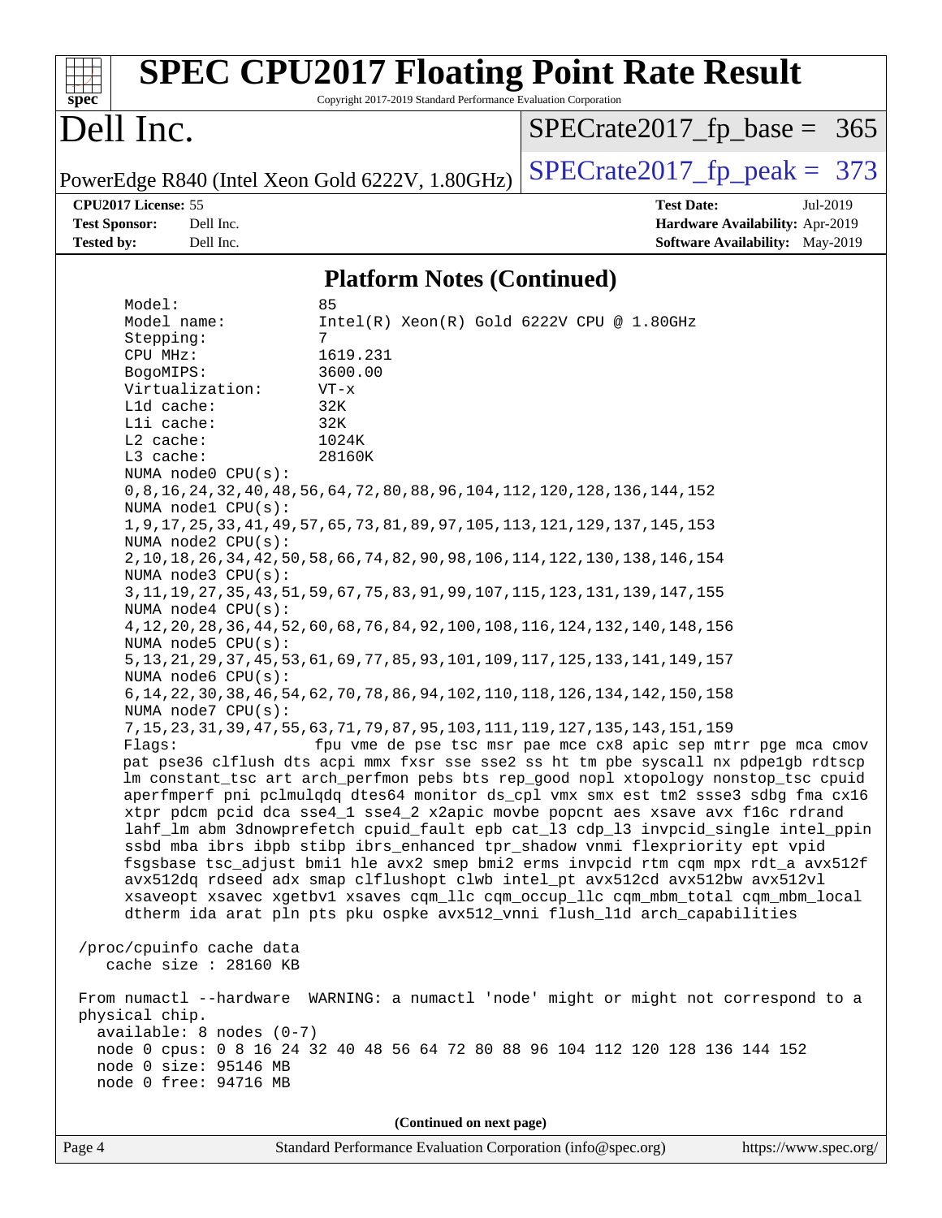# Platform Notes (Continued)

```
     Model:                 85
     Model name:            Intel(R) Xeon(R) Gold 6222V CPU @ 1.80GHz
     Stepping:              7
     CPU MHz:               1619.231
     BogoMIPS:              3600.00
     Virtualization:        VT-x
     L1d cache:             32K
     L1i cache:             32K
     L2 cache:              1024K
     L3 cache:              28160K
     NUMA node0 CPU(s):
     0,8,16,24,32,40,48,56,64,72,80,88,96,104,112,120,128,136,144,152
     NUMA node1 CPU(s):
     1,9,17,25,33,41,49,57,65,73,81,89,97,105,113,121,129,137,145,153
     NUMA node2 CPU(s):
     2,10,18,26,34,42,50,58,66,74,82,90,98,106,114,122,130,138,146,154
     NUMA node3 CPU(s):
     3,11,19,27,35,43,51,59,67,75,83,91,99,107,115,123,131,139,147,155
     NUMA node4 CPU(s):
     4,12,20,28,36,44,52,60,68,76,84,92,100,108,116,124,132,140,148,156
     NUMA node5 CPU(s):
     5,13,21,29,37,45,53,61,69,77,85,93,101,109,117,125,133,141,149,157
     NUMA node6 CPU(s):
     6,14,22,30,38,46,54,62,70,78,86,94,102,110,118,126,134,142,150,158
     NUMA node7 CPU(s):
     7,15,23,31,39,47,55,63,71,79,87,95,103,111,119,127,135,143,151,159
     Flags:                 fpu vme de pse tsc msr pae mce cx8 apic sep mtrr pge mca cmov
     pat pse36 clflush dts acpi mmx fxsr sse sse2 ss ht tm pbe syscall nx pdpe1gb rdtscp
     lm constant_tsc art arch_perfmon pebs bts rep_good nopl xtopology nonstop_tsc cpuid
     aperfmperf pni pclmulqdq dtes64 monitor ds_cpl vmx smx est tm2 ssse3 sdbg fma cx16
     xtpr pdcm pcid dca sse4_1 sse4_2 x2apic movbe popcnt aes xsave avx f16c rdrand
     lahf_lm abm 3dnowprefetch cpuid_fault epb cat_l3 cdp_l3 invpcid_single intel_ppin
     ssbd mba ibrs ibpb stibp ibrs_enhanced tpr_shadow vnmi flexpriority ept vpid
     fsgsbase tsc_adjust bmi1 hle avx2 smep bmi2 erms invpcid rtm cqm mpx rdt_a avx512f
     avx512dq rdseed adx smap clflushopt clwb intel_pt avx512cd avx512bw avx512vl
     xsaveopt xsavec xgetbv1 xsaves cqm_llc cqm_occup_llc cqm_mbm_total cqm_mbm_local
     dtherm ida arat pln pts pku ospke avx512_vnni flush_l1d arch_capabilities

 /proc/cpuinfo cache data
    cache size : 28160 KB

 From numactl --hardware  WARNING: a numactl 'node' might or might not correspond to a
 physical chip.
   available: 8 nodes (0-7)
   node 0 cpus: 0 8 16 24 32 40 48 56 64 72 80 88 96 104 112 120 128 136 144 152
   node 0 size: 95146 MB
   node 0 free: 94716 MB
```

(Continued on next page)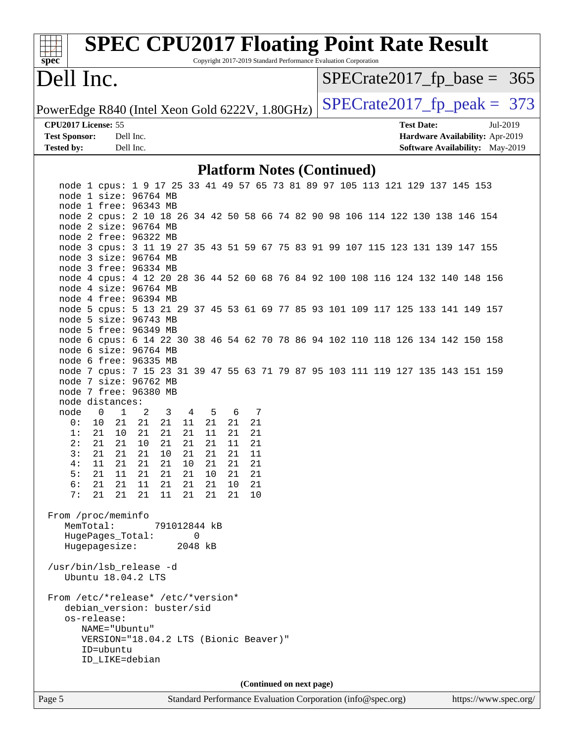## Platform Notes (Continued)

```
node 1 cpus: 1 9 17 25 33 41 49 57 65 73 81 89 97 105 113 121 129 137 145 153
node 1 size: 96764 MB
node 1 free: 96343 MB
node 2 cpus: 2 10 18 26 34 42 50 58 66 74 82 90 98 106 114 122 130 138 146 154
node 2 size: 96764 MB
node 2 free: 96322 MB
node 3 cpus: 3 11 19 27 35 43 51 59 67 75 83 91 99 107 115 123 131 139 147 155
node 3 size: 96764 MB
node 3 free: 96334 MB
node 4 cpus: 4 12 20 28 36 44 52 60 68 76 84 92 100 108 116 124 132 140 148 156
node 4 size: 96764 MB
node 4 free: 96394 MB
node 5 cpus: 5 13 21 29 37 45 53 61 69 77 85 93 101 109 117 125 133 141 149 157
node 5 size: 96743 MB
node 5 free: 96349 MB
node 6 cpus: 6 14 22 30 38 46 54 62 70 78 86 94 102 110 118 126 134 142 150 158
node 6 size: 96764 MB
node 6 free: 96335 MB
node 7 cpus: 7 15 23 31 39 47 55 63 71 79 87 95 103 111 119 127 135 143 151 159
node 7 size: 96762 MB
node 7 free: 96380 MB
node distances:
node   0   1   2   3   4   5   6   7
  0:  10  21  21  21  11  21  21  21
  1:  21  10  21  21  21  11  21  21
  2:  21  21  10  21  21  21  11  21
  3:  21  21  21  10  21  21  21  11
  4:  11  21  21  21  10  21  21  21
  5:  21  11  21  21  21  10  21  21
  6:  21  21  11  21  21  21  10  21
  7:  21  21  21  11  21  21  21  10

From /proc/meminfo
   MemTotal:       791012844 kB
   HugePages_Total:       0
   Hugepagesize:       2048 kB

/usr/bin/lsb_release -d
   Ubuntu 18.04.2 LTS

From /etc/*release* /etc/*version*
   debian_version: buster/sid
   os-release:
      NAME="Ubuntu"
      VERSION="18.04.2 LTS (Bionic Beaver)"
      ID=ubuntu
      ID_LIKE=debian
```

**(Continued on next page)**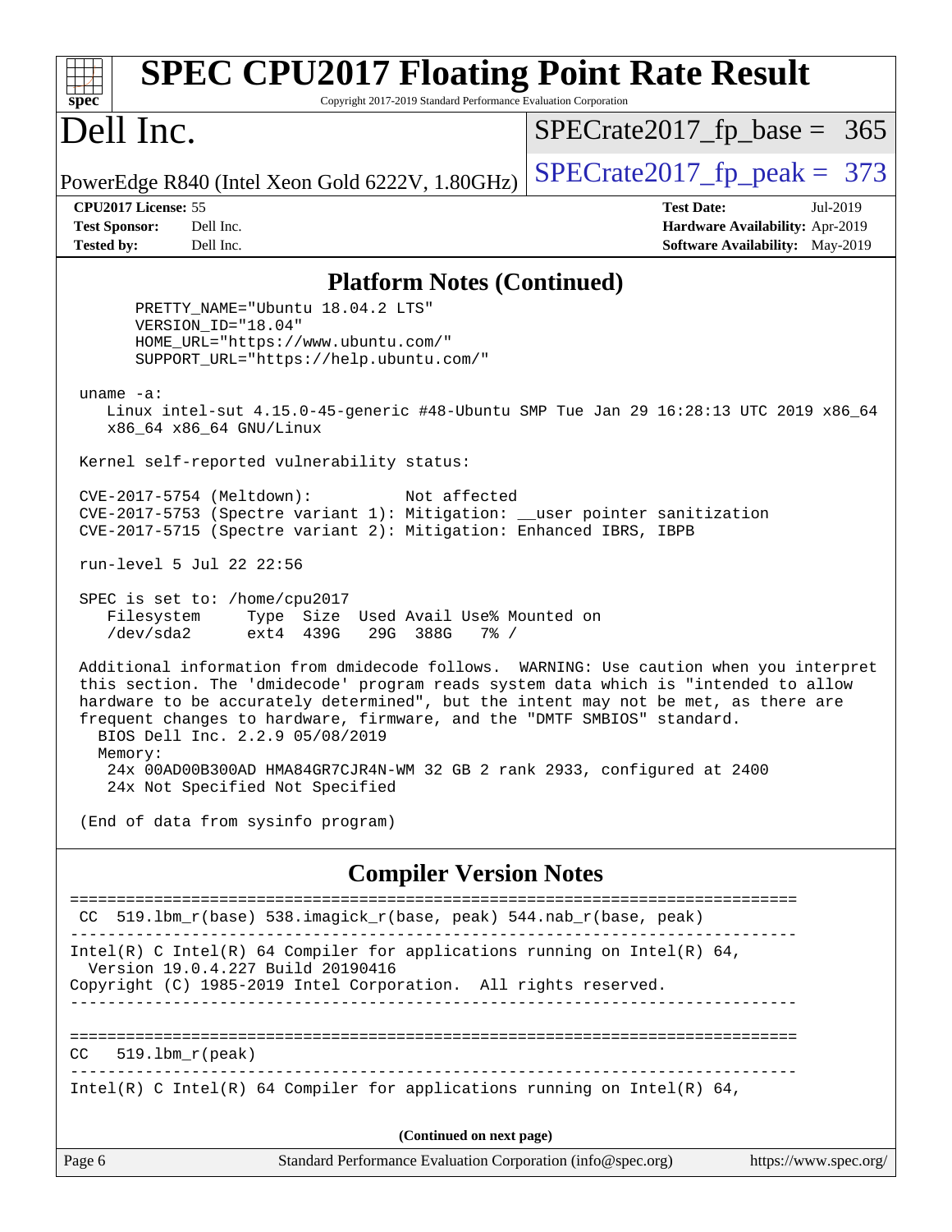# SPEC CPU2017 Floating Point Rate Result

Copyright 2017-2019 Standard Performance Evaluation Corporation

## Dell Inc.

PowerEdge R840 (Intel Xeon Gold 6222V, 1.80GHz)

SPECrate2017_fp_base = 365

SPECrate2017_fp_peak = 373

**CPU2017 License:** 55
**Test Sponsor:** Dell Inc.
**Tested by:** Dell Inc.

**Test Date:** Jul-2019
**Hardware Availability:** Apr-2019
**Software Availability:** May-2019

## Platform Notes (Continued)

```
      PRETTY_NAME="Ubuntu 18.04.2 LTS"
      VERSION_ID="18.04"
      HOME_URL="https://www.ubuntu.com/"
      SUPPORT_URL="https://help.ubuntu.com/"

 uname -a:
    Linux intel-sut 4.15.0-45-generic #48-Ubuntu SMP Tue Jan 29 16:28:13 UTC 2019 x86_64
    x86_64 x86_64 GNU/Linux

 Kernel self-reported vulnerability status:

 CVE-2017-5754 (Meltdown):          Not affected
 CVE-2017-5753 (Spectre variant 1): Mitigation: __user pointer sanitization
 CVE-2017-5715 (Spectre variant 2): Mitigation: Enhanced IBRS, IBPB

 run-level 5 Jul 22 22:56

 SPEC is set to: /home/cpu2017
    Filesystem     Type  Size  Used Avail Use% Mounted on
    /dev/sda2      ext4  439G   29G  388G   7% /

 Additional information from dmidecode follows.  WARNING: Use caution when you interpret
 this section. The 'dmidecode' program reads system data which is "intended to allow
 hardware to be accurately determined", but the intent may not be met, as there are
 frequent changes to hardware, firmware, and the "DMTF SMBIOS" standard.
   BIOS Dell Inc. 2.2.9 05/08/2019
   Memory:
    24x 00AD00B300AD HMA84GR7CJR4N-WM 32 GB 2 rank 2933, configured at 2400
    24x Not Specified Not Specified

 (End of data from sysinfo program)
```

## Compiler Version Notes

```
==============================================================================
 CC  519.lbm_r(base) 538.imagick_r(base, peak) 544.nab_r(base, peak)
------------------------------------------------------------------------------
Intel(R) C Intel(R) 64 Compiler for applications running on Intel(R) 64,
  Version 19.0.4.227 Build 20190416
Copyright (C) 1985-2019 Intel Corporation.  All rights reserved.
------------------------------------------------------------------------------

==============================================================================
CC   519.lbm_r(peak)
------------------------------------------------------------------------------
Intel(R) C Intel(R) 64 Compiler for applications running on Intel(R) 64,
```

**(Continued on next page)**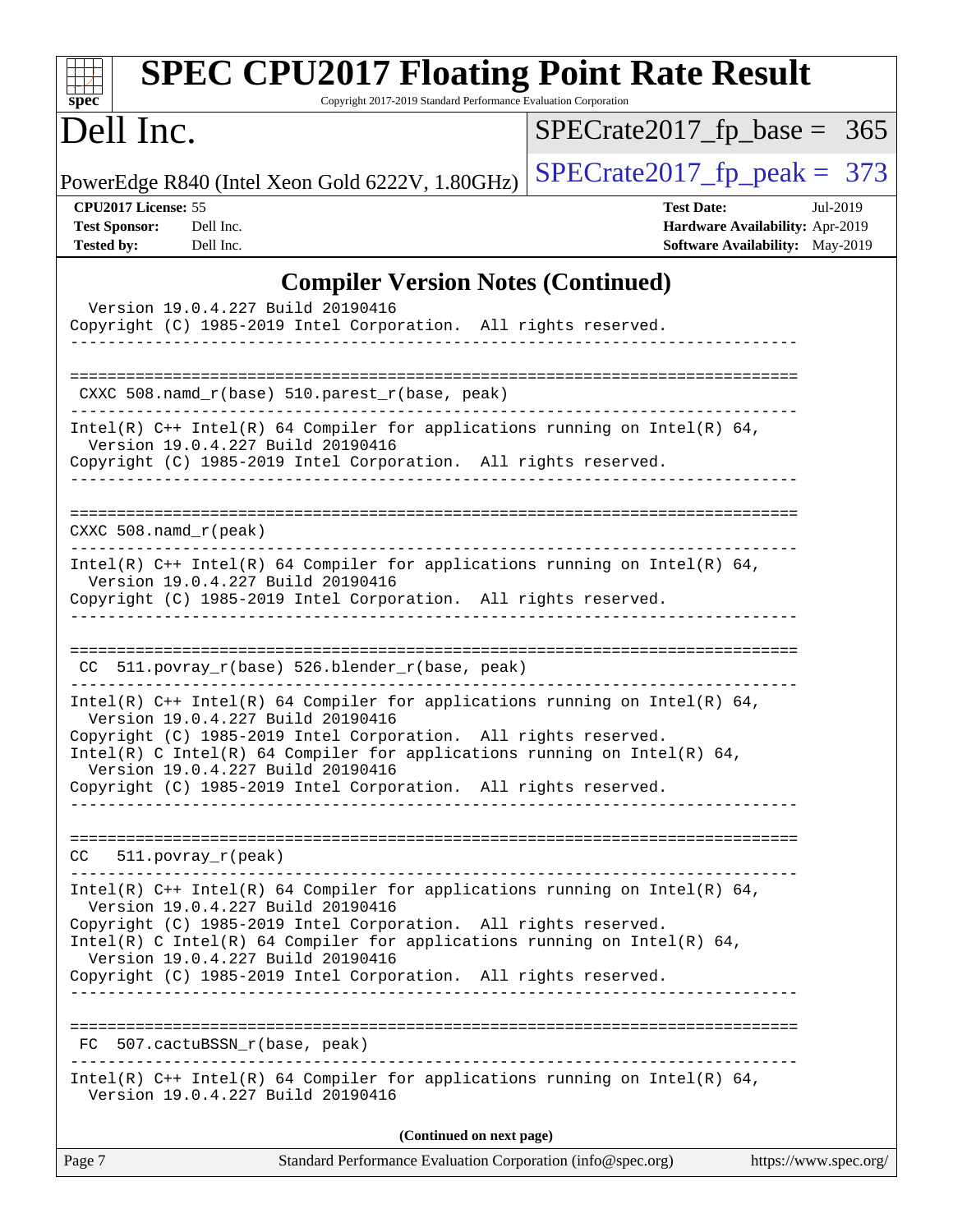# SPEC CPU2017 Floating Point Rate Result

Copyright 2017-2019 Standard Performance Evaluation Corporation

**Dell Inc.**

PowerEdge R840 (Intel Xeon Gold 6222V, 1.80GHz)

SPECrate2017_fp_base = 365

SPECrate2017_fp_peak = 373

**CPU2017 License:** 55
**Test Sponsor:** Dell Inc.
**Tested by:** Dell Inc.

**Test Date:** Jul-2019
**Hardware Availability:** Apr-2019
**Software Availability:** May-2019

## Compiler Version Notes (Continued)

```
  Version 19.0.4.227 Build 20190416
Copyright (C) 1985-2019 Intel Corporation.  All rights reserved.
------------------------------------------------------------------------------

==============================================================================
 CXXC 508.namd_r(base) 510.parest_r(base, peak)
------------------------------------------------------------------------------
Intel(R) C++ Intel(R) 64 Compiler for applications running on Intel(R) 64,
  Version 19.0.4.227 Build 20190416
Copyright (C) 1985-2019 Intel Corporation.  All rights reserved.
------------------------------------------------------------------------------

==============================================================================
CXXC 508.namd_r(peak)
------------------------------------------------------------------------------
Intel(R) C++ Intel(R) 64 Compiler for applications running on Intel(R) 64,
  Version 19.0.4.227 Build 20190416
Copyright (C) 1985-2019 Intel Corporation.  All rights reserved.
------------------------------------------------------------------------------

==============================================================================
 CC  511.povray_r(base) 526.blender_r(base, peak)
------------------------------------------------------------------------------
Intel(R) C++ Intel(R) 64 Compiler for applications running on Intel(R) 64,
  Version 19.0.4.227 Build 20190416
Copyright (C) 1985-2019 Intel Corporation.  All rights reserved.
Intel(R) C Intel(R) 64 Compiler for applications running on Intel(R) 64,
  Version 19.0.4.227 Build 20190416
Copyright (C) 1985-2019 Intel Corporation.  All rights reserved.
------------------------------------------------------------------------------

==============================================================================
CC   511.povray_r(peak)
------------------------------------------------------------------------------
Intel(R) C++ Intel(R) 64 Compiler for applications running on Intel(R) 64,
  Version 19.0.4.227 Build 20190416
Copyright (C) 1985-2019 Intel Corporation.  All rights reserved.
Intel(R) C Intel(R) 64 Compiler for applications running on Intel(R) 64,
  Version 19.0.4.227 Build 20190416
Copyright (C) 1985-2019 Intel Corporation.  All rights reserved.
------------------------------------------------------------------------------

==============================================================================
 FC  507.cactuBSSN_r(base, peak)
------------------------------------------------------------------------------
Intel(R) C++ Intel(R) 64 Compiler for applications running on Intel(R) 64,
  Version 19.0.4.227 Build 20190416
```

**(Continued on next page)**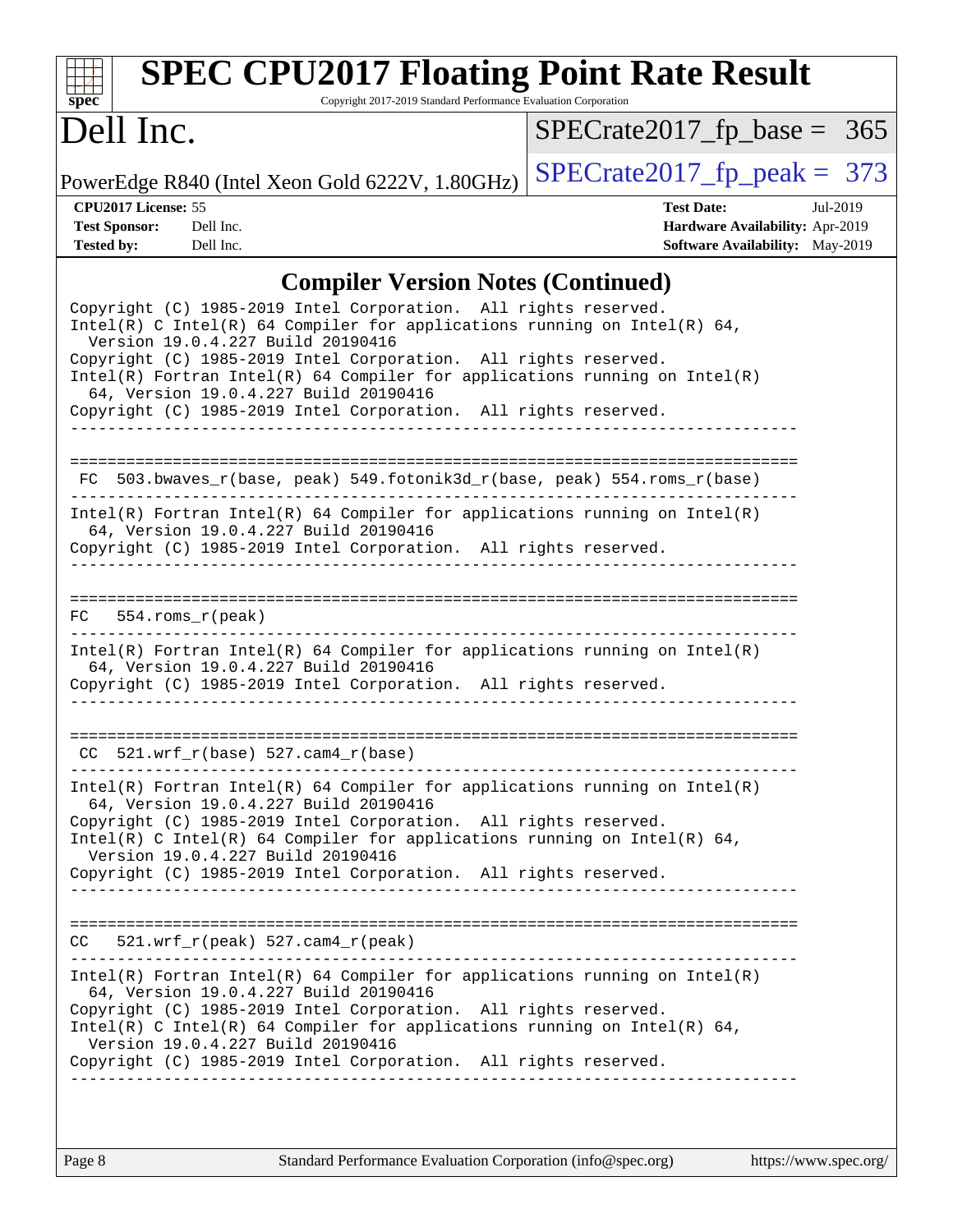## Compiler Version Notes (Continued)

```
Copyright (C) 1985-2019 Intel Corporation.  All rights reserved.
Intel(R) C Intel(R) 64 Compiler for applications running on Intel(R) 64,
  Version 19.0.4.227 Build 20190416
Copyright (C) 1985-2019 Intel Corporation.  All rights reserved.
Intel(R) Fortran Intel(R) 64 Compiler for applications running on Intel(R)
  64, Version 19.0.4.227 Build 20190416
Copyright (C) 1985-2019 Intel Corporation.  All rights reserved.
------------------------------------------------------------------------------

==============================================================================
 FC  503.bwaves_r(base, peak) 549.fotonik3d_r(base, peak) 554.roms_r(base)
------------------------------------------------------------------------------
Intel(R) Fortran Intel(R) 64 Compiler for applications running on Intel(R)
  64, Version 19.0.4.227 Build 20190416
Copyright (C) 1985-2019 Intel Corporation.  All rights reserved.
------------------------------------------------------------------------------

==============================================================================
FC   554.roms_r(peak)
------------------------------------------------------------------------------
Intel(R) Fortran Intel(R) 64 Compiler for applications running on Intel(R)
  64, Version 19.0.4.227 Build 20190416
Copyright (C) 1985-2019 Intel Corporation.  All rights reserved.
------------------------------------------------------------------------------

==============================================================================
 CC  521.wrf_r(base) 527.cam4_r(base)
------------------------------------------------------------------------------
Intel(R) Fortran Intel(R) 64 Compiler for applications running on Intel(R)
  64, Version 19.0.4.227 Build 20190416
Copyright (C) 1985-2019 Intel Corporation.  All rights reserved.
Intel(R) C Intel(R) 64 Compiler for applications running on Intel(R) 64,
  Version 19.0.4.227 Build 20190416
Copyright (C) 1985-2019 Intel Corporation.  All rights reserved.
------------------------------------------------------------------------------

==============================================================================
CC   521.wrf_r(peak) 527.cam4_r(peak)
------------------------------------------------------------------------------
Intel(R) Fortran Intel(R) 64 Compiler for applications running on Intel(R)
  64, Version 19.0.4.227 Build 20190416
Copyright (C) 1985-2019 Intel Corporation.  All rights reserved.
Intel(R) C Intel(R) 64 Compiler for applications running on Intel(R) 64,
  Version 19.0.4.227 Build 20190416
Copyright (C) 1985-2019 Intel Corporation.  All rights reserved.
------------------------------------------------------------------------------
```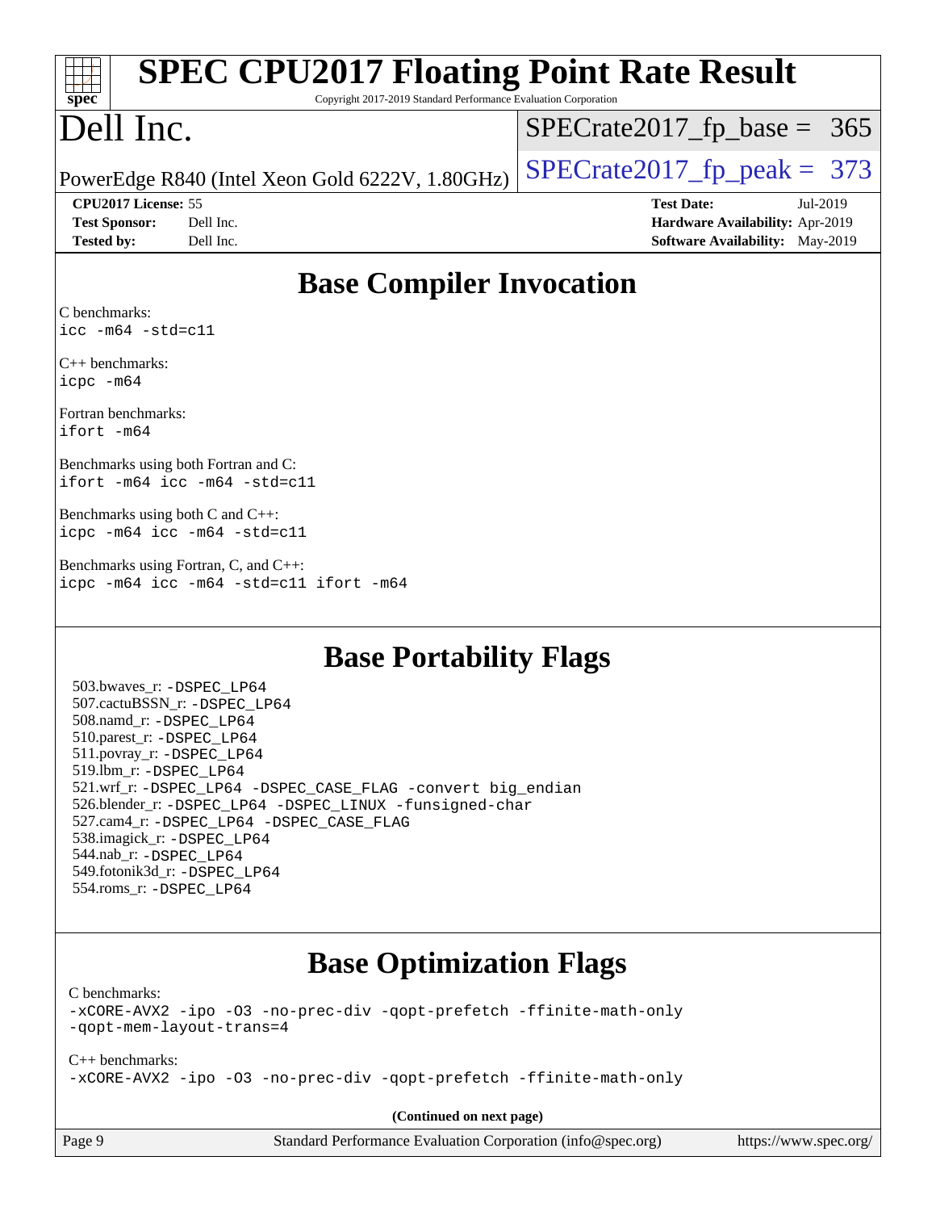# SPEC CPU2017 Floating Point Rate Result

Copyright 2017-2019 Standard Performance Evaluation Corporation

# Dell Inc.

PowerEdge R840 (Intel Xeon Gold 6222V, 1.80GHz)

SPECrate2017_fp_base = 365

SPECrate2017_fp_peak = 373

**CPU2017 License:** 55
**Test Sponsor:** Dell Inc.
**Tested by:** Dell Inc.

**Test Date:** Jul-2019
**Hardware Availability:** Apr-2019
**Software Availability:** May-2019

## Base Compiler Invocation

C benchmarks:
`icc -m64 -std=c11`

C++ benchmarks:
`icpc -m64`

Fortran benchmarks:
`ifort -m64`

Benchmarks using both Fortran and C:
`ifort -m64 icc -m64 -std=c11`

Benchmarks using both C and C++:
`icpc -m64 icc -m64 -std=c11`

Benchmarks using Fortran, C, and C++:
`icpc -m64 icc -m64 -std=c11 ifort -m64`

## Base Portability Flags

503.bwaves_r: -DSPEC_LP64
507.cactuBSSN_r: -DSPEC_LP64
508.namd_r: -DSPEC_LP64
510.parest_r: -DSPEC_LP64
511.povray_r: -DSPEC_LP64
519.lbm_r: -DSPEC_LP64
521.wrf_r: -DSPEC_LP64 -DSPEC_CASE_FLAG -convert big_endian
526.blender_r: -DSPEC_LP64 -DSPEC_LINUX -funsigned-char
527.cam4_r: -DSPEC_LP64 -DSPEC_CASE_FLAG
538.imagick_r: -DSPEC_LP64
544.nab_r: -DSPEC_LP64
549.fotonik3d_r: -DSPEC_LP64
554.roms_r: -DSPEC_LP64

## Base Optimization Flags

C benchmarks:
`-xCORE-AVX2 -ipo -O3 -no-prec-div -qopt-prefetch -ffinite-math-only -qopt-mem-layout-trans=4`

C++ benchmarks:
`-xCORE-AVX2 -ipo -O3 -no-prec-div -qopt-prefetch -ffinite-math-only`

**(Continued on next page)**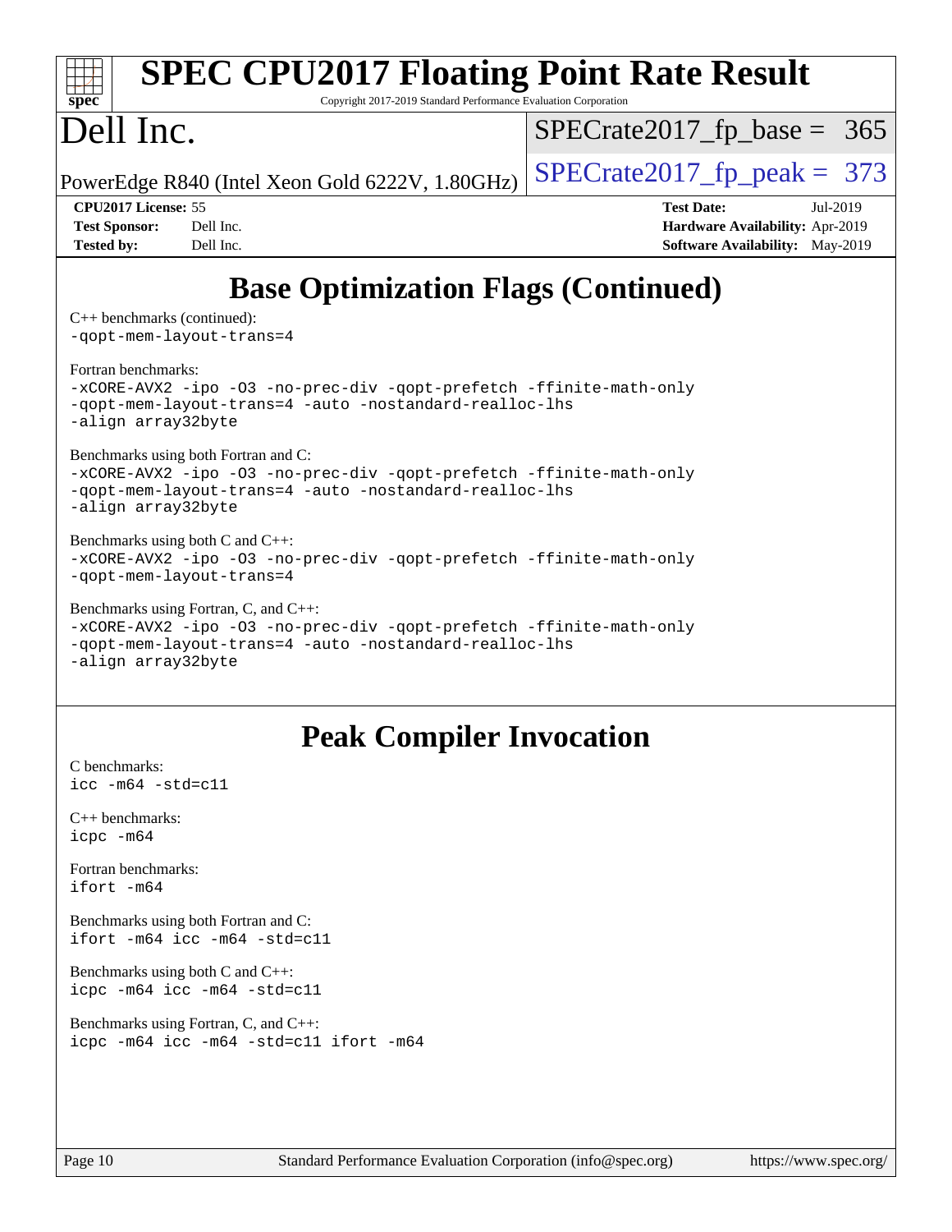# Base Optimization Flags (Continued)

C++ benchmarks (continued):
`-qopt-mem-layout-trans=4`

Fortran benchmarks:
`-xCORE-AVX2 -ipo -O3 -no-prec-div -qopt-prefetch -ffinite-math-only -qopt-mem-layout-trans=4 -auto -nostandard-realloc-lhs -align array32byte`

Benchmarks using both Fortran and C:
`-xCORE-AVX2 -ipo -O3 -no-prec-div -qopt-prefetch -ffinite-math-only -qopt-mem-layout-trans=4 -auto -nostandard-realloc-lhs -align array32byte`

Benchmarks using both C and C++:
`-xCORE-AVX2 -ipo -O3 -no-prec-div -qopt-prefetch -ffinite-math-only -qopt-mem-layout-trans=4`

Benchmarks using Fortran, C, and C++:
`-xCORE-AVX2 -ipo -O3 -no-prec-div -qopt-prefetch -ffinite-math-only -qopt-mem-layout-trans=4 -auto -nostandard-realloc-lhs -align array32byte`

# Peak Compiler Invocation

C benchmarks:
`icc -m64 -std=c11`

C++ benchmarks:
`icpc -m64`

Fortran benchmarks:
`ifort -m64`

Benchmarks using both Fortran and C:
`ifort -m64 icc -m64 -std=c11`

Benchmarks using both C and C++:
`icpc -m64 icc -m64 -std=c11`

Benchmarks using Fortran, C, and C++:
`icpc -m64 icc -m64 -std=c11 ifort -m64`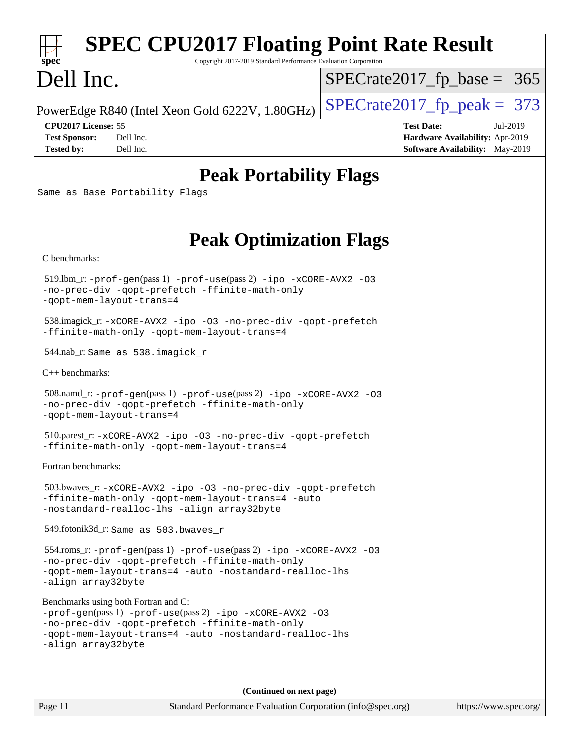# SPEC CPU2017 Floating Point Rate Result

Copyright 2017-2019 Standard Performance Evaluation Corporation

# Dell Inc.

PowerEdge R840 (Intel Xeon Gold 6222V, 1.80GHz)

SPECrate2017_fp_base = 365

SPECrate2017_fp_peak = 373

**CPU2017 License:** 55
**Test Sponsor:** Dell Inc.
**Tested by:** Dell Inc.

**Test Date:** Jul-2019
**Hardware Availability:** Apr-2019
**Software Availability:** May-2019

## Peak Portability Flags

Same as Base Portability Flags

## Peak Optimization Flags

C benchmarks:

519.lbm_r: -prof-gen(pass 1) -prof-use(pass 2) -ipo -xCORE-AVX2 -O3 -no-prec-div -qopt-prefetch -ffinite-math-only -qopt-mem-layout-trans=4

538.imagick_r: -xCORE-AVX2 -ipo -O3 -no-prec-div -qopt-prefetch -ffinite-math-only -qopt-mem-layout-trans=4

544.nab_r: Same as 538.imagick_r

C++ benchmarks:

508.namd_r: -prof-gen(pass 1) -prof-use(pass 2) -ipo -xCORE-AVX2 -O3 -no-prec-div -qopt-prefetch -ffinite-math-only -qopt-mem-layout-trans=4

510.parest_r: -xCORE-AVX2 -ipo -O3 -no-prec-div -qopt-prefetch -ffinite-math-only -qopt-mem-layout-trans=4

Fortran benchmarks:

503.bwaves_r: -xCORE-AVX2 -ipo -O3 -no-prec-div -qopt-prefetch -ffinite-math-only -qopt-mem-layout-trans=4 -auto -nostandard-realloc-lhs -align array32byte

549.fotonik3d_r: Same as 503.bwaves_r

554.roms_r: -prof-gen(pass 1) -prof-use(pass 2) -ipo -xCORE-AVX2 -O3 -no-prec-div -qopt-prefetch -ffinite-math-only -qopt-mem-layout-trans=4 -auto -nostandard-realloc-lhs -align array32byte

Benchmarks using both Fortran and C:
-prof-gen(pass 1) -prof-use(pass 2) -ipo -xCORE-AVX2 -O3 -no-prec-div -qopt-prefetch -ffinite-math-only -qopt-mem-layout-trans=4 -auto -nostandard-realloc-lhs -align array32byte

**(Continued on next page)**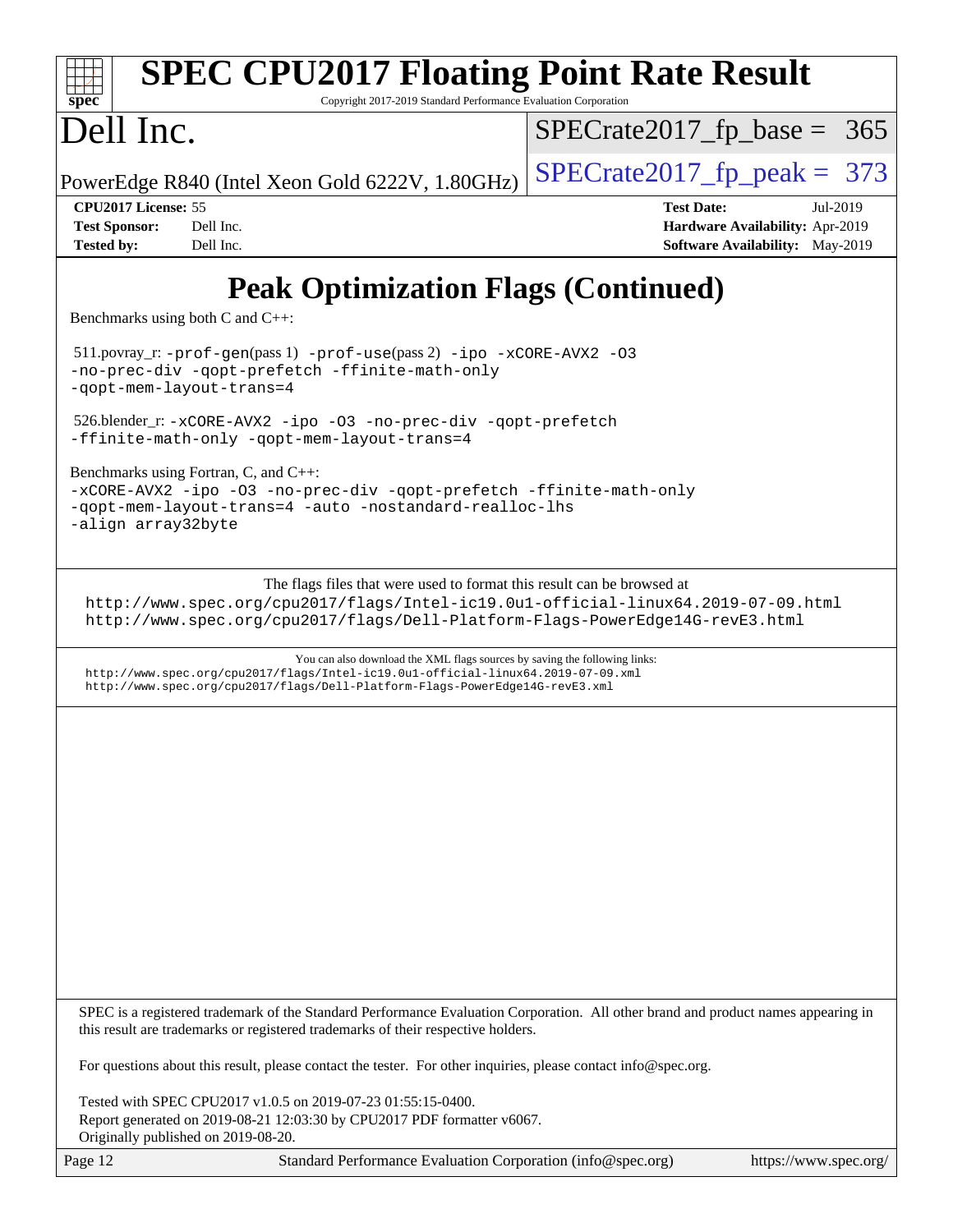# SPEC CPU2017 Floating Point Rate Result

Copyright 2017-2019 Standard Performance Evaluation Corporation

# Dell Inc.

PowerEdge R840 (Intel Xeon Gold 6222V, 1.80GHz)

SPECrate2017_fp_base = 365

SPECrate2017_fp_peak = 373

**CPU2017 License:** 55
**Test Sponsor:** Dell Inc.
**Tested by:** Dell Inc.

**Test Date:** Jul-2019
**Hardware Availability:** Apr-2019
**Software Availability:** May-2019

## Peak Optimization Flags (Continued)

Benchmarks using both C and C++:

511.povray_r: `-prof-gen`(pass 1) `-prof-use`(pass 2) `-ipo -xCORE-AVX2 -O3 -no-prec-div -qopt-prefetch -ffinite-math-only -qopt-mem-layout-trans=4`

526.blender_r: `-xCORE-AVX2 -ipo -O3 -no-prec-div -qopt-prefetch -ffinite-math-only -qopt-mem-layout-trans=4`

Benchmarks using Fortran, C, and C++:

`-xCORE-AVX2 -ipo -O3 -no-prec-div -qopt-prefetch -ffinite-math-only -qopt-mem-layout-trans=4 -auto -nostandard-realloc-lhs -align array32byte`

The flags files that were used to format this result can be browsed at
http://www.spec.org/cpu2017/flags/Intel-ic19.0u1-official-linux64.2019-07-09.html
http://www.spec.org/cpu2017/flags/Dell-Platform-Flags-PowerEdge14G-revE3.html

You can also download the XML flags sources by saving the following links:
http://www.spec.org/cpu2017/flags/Intel-ic19.0u1-official-linux64.2019-07-09.xml
http://www.spec.org/cpu2017/flags/Dell-Platform-Flags-PowerEdge14G-revE3.xml

SPEC is a registered trademark of the Standard Performance Evaluation Corporation. All other brand and product names appearing in this result are trademarks or registered trademarks of their respective holders.

For questions about this result, please contact the tester. For other inquiries, please contact info@spec.org.

Tested with SPEC CPU2017 v1.0.5 on 2019-07-23 01:55:15-0400.
Report generated on 2019-08-21 12:03:30 by CPU2017 PDF formatter v6067.
Originally published on 2019-08-20.